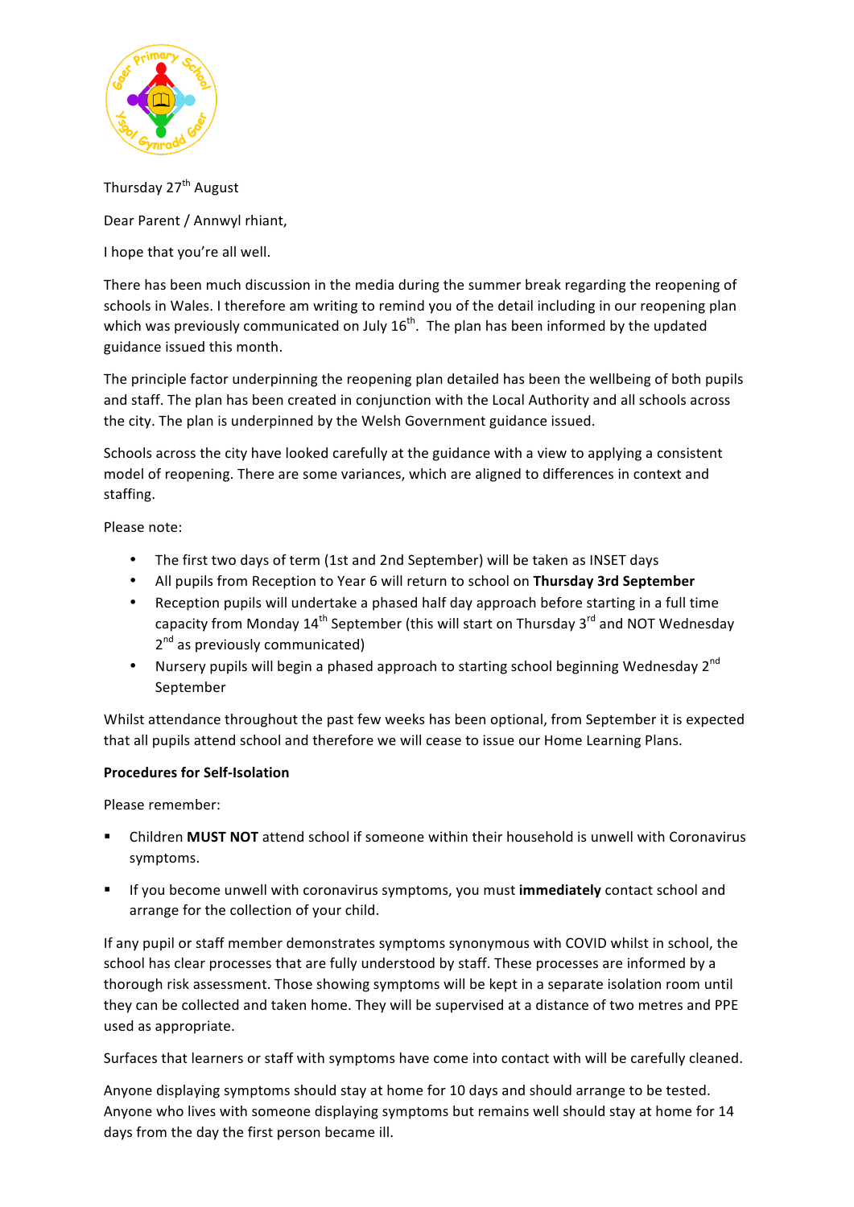Thursday 27th August

Dear Parent / Annwyl rhiant,

I hope that you're all well.

There has been much discussion in the media during the summer break regarding the reopening of schools in Wales. I therefore am writing to remind you of the detail including in our reopening plan which was previously communicated on July 16th. The plan has been informed by the updated guidance issued this month.

The principle factor underpinning the reopening plan detailed has been the wellbeing of both pupils and staff. The plan has been created in conjunction with the Local Authority and all schools across the city. The plan is underpinned by the Welsh Government guidance issued.

Schools across the city have looked carefully at the guidance with a view to applying a consistent model of reopening. There are some variances, which are aligned to differences in context and staffing.

Please note:

- The first two days of term (1st and 2nd September) will be taken as INSET days
- All pupils from Reception to Year 6 will return to school on **Thursday 3rd September**
- Reception pupils will undertake a phased half day approach before starting in a full time capacity from Monday 14th September (this will start on Thursday 3rd and NOT Wednesday 2nd as previously communicated)
- Nursery pupils will begin a phased approach to starting school beginning Wednesday 2nd September

Whilst attendance throughout the past few weeks has been optional, from September it is expected that all pupils attend school and therefore we will cease to issue our Home Learning Plans.

**Procedures for Self-Isolation**

Please remember:

- Children **MUST NOT** attend school if someone within their household is unwell with Coronavirus symptoms.
- If you become unwell with coronavirus symptoms, you must **immediately** contact school and arrange for the collection of your child.

If any pupil or staff member demonstrates symptoms synonymous with COVID whilst in school, the school has clear processes that are fully understood by staff. These processes are informed by a thorough risk assessment. Those showing symptoms will be kept in a separate isolation room until they can be collected and taken home. They will be supervised at a distance of two metres and PPE used as appropriate.

Surfaces that learners or staff with symptoms have come into contact with will be carefully cleaned.

Anyone displaying symptoms should stay at home for 10 days and should arrange to be tested. Anyone who lives with someone displaying symptoms but remains well should stay at home for 14 days from the day the first person became ill.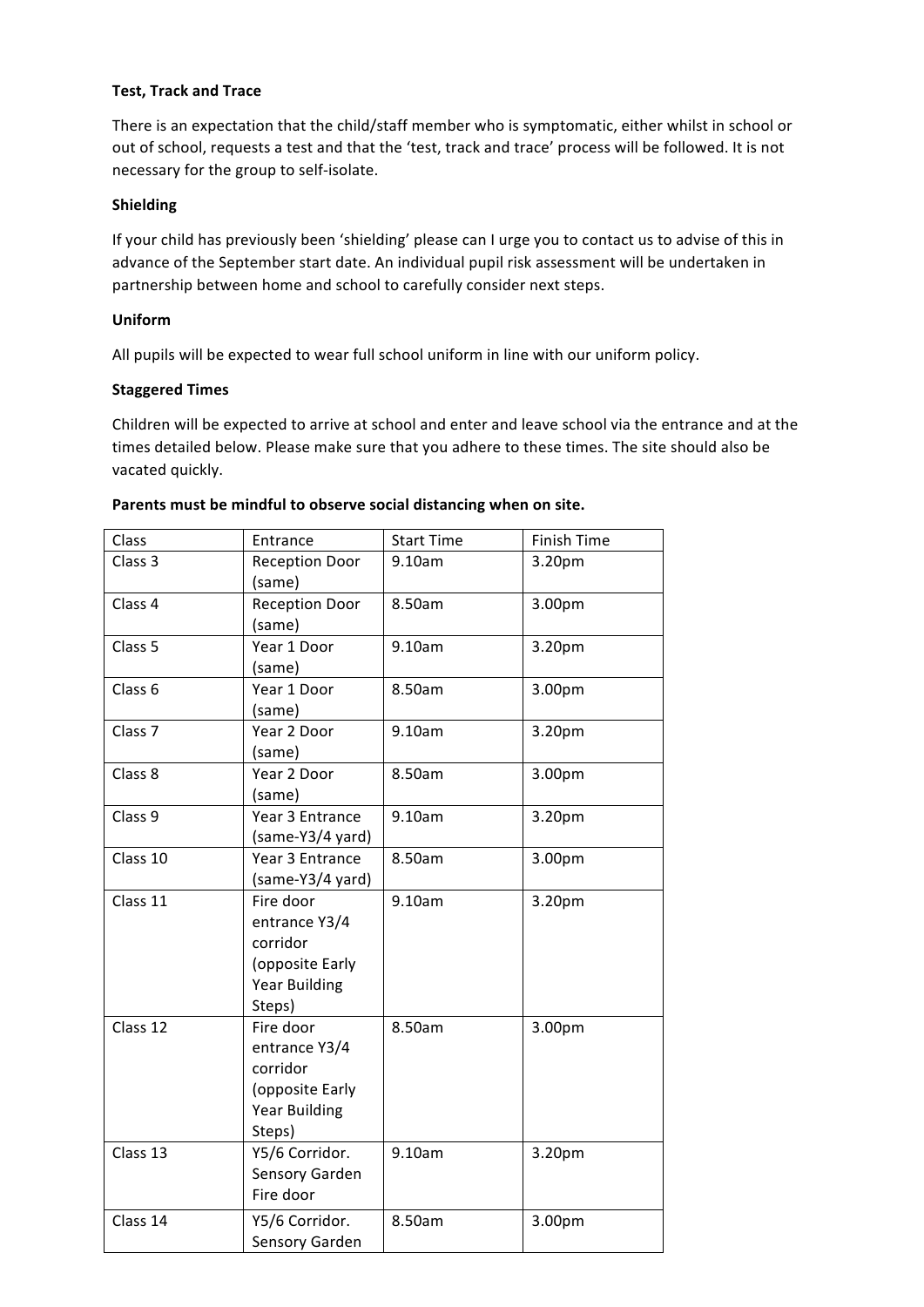**Test, Track and Trace**

There is an expectation that the child/staff member who is symptomatic, either whilst in school or out of school, requests a test and that the 'test, track and trace' process will be followed. It is not necessary for the group to self-isolate.

**Shielding**

If your child has previously been 'shielding' please can I urge you to contact us to advise of this in advance of the September start date. An individual pupil risk assessment will be undertaken in partnership between home and school to carefully consider next steps.

**Uniform**

All pupils will be expected to wear full school uniform in line with our uniform policy.

**Staggered Times**

Children will be expected to arrive at school and enter and leave school via the entrance and at the times detailed below. Please make sure that you adhere to these times. The site should also be vacated quickly.

**Parents must be mindful to observe social distancing when on site.**

| Class | Entrance | Start Time | Finish Time |
|---|---|---|---|
| Class 3 | Reception Door (same) | 9.10am | 3.20pm |
| Class 4 | Reception Door (same) | 8.50am | 3.00pm |
| Class 5 | Year 1 Door (same) | 9.10am | 3.20pm |
| Class 6 | Year 1 Door (same) | 8.50am | 3.00pm |
| Class 7 | Year 2 Door (same) | 9.10am | 3.20pm |
| Class 8 | Year 2 Door (same) | 8.50am | 3.00pm |
| Class 9 | Year 3 Entrance (same-Y3/4 yard) | 9.10am | 3.20pm |
| Class 10 | Year 3 Entrance (same-Y3/4 yard) | 8.50am | 3.00pm |
| Class 11 | Fire door entrance Y3/4 corridor (opposite Early Year Building Steps) | 9.10am | 3.20pm |
| Class 12 | Fire door entrance Y3/4 corridor (opposite Early Year Building Steps) | 8.50am | 3.00pm |
| Class 13 | Y5/6 Corridor. Sensory Garden Fire door | 9.10am | 3.20pm |
| Class 14 | Y5/6 Corridor. Sensory Garden | 8.50am | 3.00pm |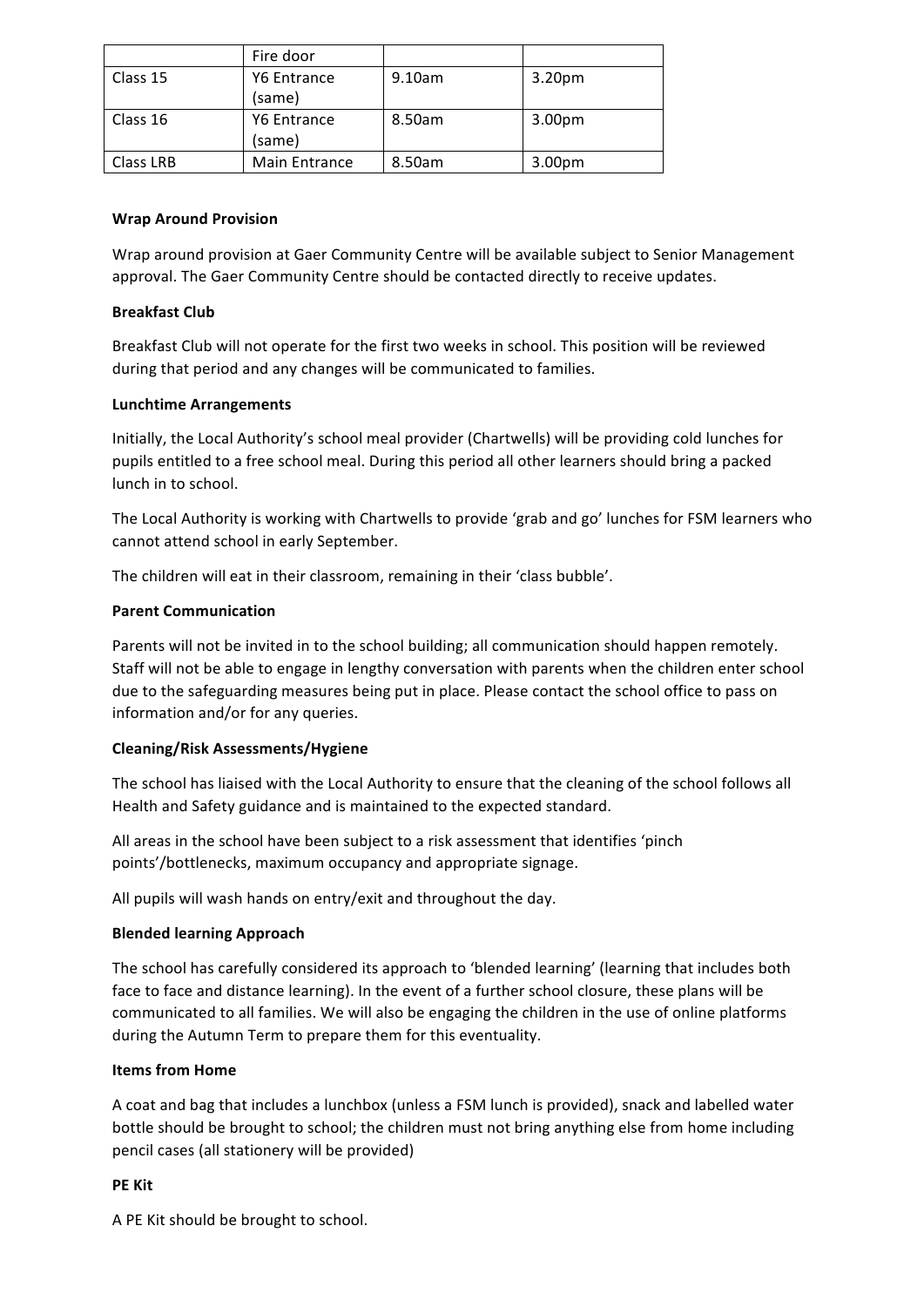| | Fire door | | |
|---|---|---|---|
| Class 15 | Y6 Entrance (same) | 9.10am | 3.20pm |
| Class 16 | Y6 Entrance (same) | 8.50am | 3.00pm |
| Class LRB | Main Entrance | 8.50am | 3.00pm |

**Wrap Around Provision**

Wrap around provision at Gaer Community Centre will be available subject to Senior Management approval. The Gaer Community Centre should be contacted directly to receive updates.

**Breakfast Club**

Breakfast Club will not operate for the first two weeks in school. This position will be reviewed during that period and any changes will be communicated to families.

**Lunchtime Arrangements**

Initially, the Local Authority's school meal provider (Chartwells) will be providing cold lunches for pupils entitled to a free school meal. During this period all other learners should bring a packed lunch in to school.

The Local Authority is working with Chartwells to provide 'grab and go' lunches for FSM learners who cannot attend school in early September.

The children will eat in their classroom, remaining in their 'class bubble'.

**Parent Communication**

Parents will not be invited in to the school building; all communication should happen remotely. Staff will not be able to engage in lengthy conversation with parents when the children enter school due to the safeguarding measures being put in place. Please contact the school office to pass on information and/or for any queries.

**Cleaning/Risk Assessments/Hygiene**

The school has liaised with the Local Authority to ensure that the cleaning of the school follows all Health and Safety guidance and is maintained to the expected standard.

All areas in the school have been subject to a risk assessment that identifies 'pinch points'/bottlenecks, maximum occupancy and appropriate signage.

All pupils will wash hands on entry/exit and throughout the day.

**Blended learning Approach**

The school has carefully considered its approach to 'blended learning' (learning that includes both face to face and distance learning). In the event of a further school closure, these plans will be communicated to all families. We will also be engaging the children in the use of online platforms during the Autumn Term to prepare them for this eventuality.

**Items from Home**

A coat and bag that includes a lunchbox (unless a FSM lunch is provided), snack and labelled water bottle should be brought to school; the children must not bring anything else from home including pencil cases (all stationery will be provided)

**PE Kit**

A PE Kit should be brought to school.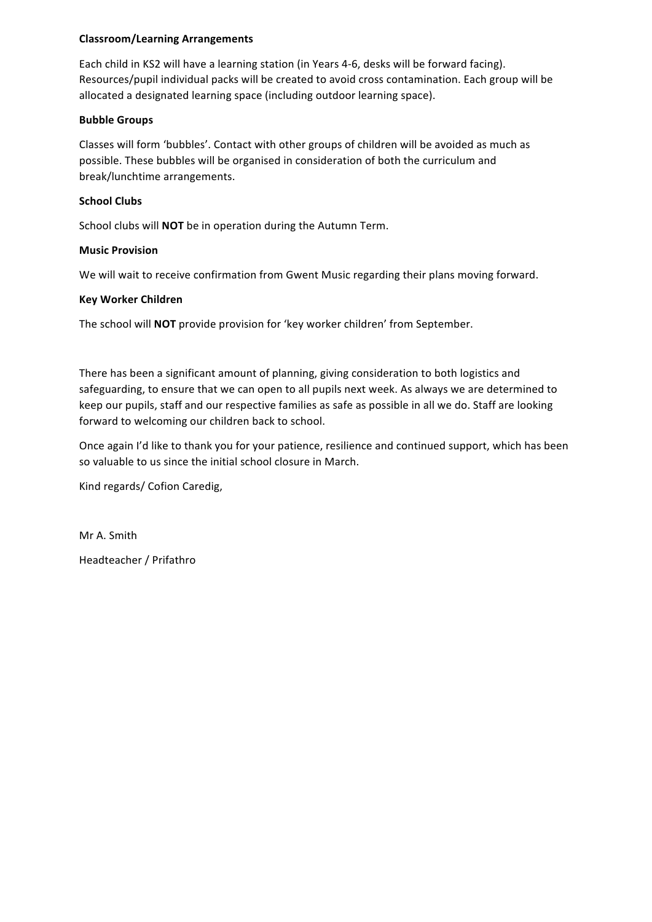**Classroom/Learning Arrangements**

Each child in KS2 will have a learning station (in Years 4-6, desks will be forward facing). Resources/pupil individual packs will be created to avoid cross contamination. Each group will be allocated a designated learning space (including outdoor learning space).

**Bubble Groups**

Classes will form 'bubbles'. Contact with other groups of children will be avoided as much as possible. These bubbles will be organised in consideration of both the curriculum and break/lunchtime arrangements.

**School Clubs**

School clubs will **NOT** be in operation during the Autumn Term.

**Music Provision**

We will wait to receive confirmation from Gwent Music regarding their plans moving forward.

**Key Worker Children**

The school will **NOT** provide provision for 'key worker children' from September.

There has been a significant amount of planning, giving consideration to both logistics and safeguarding, to ensure that we can open to all pupils next week. As always we are determined to keep our pupils, staff and our respective families as safe as possible in all we do. Staff are looking forward to welcoming our children back to school.

Once again I'd like to thank you for your patience, resilience and continued support, which has been so valuable to us since the initial school closure in March.

Kind regards/ Cofion Caredig,

Mr A. Smith

Headteacher / Prifathro